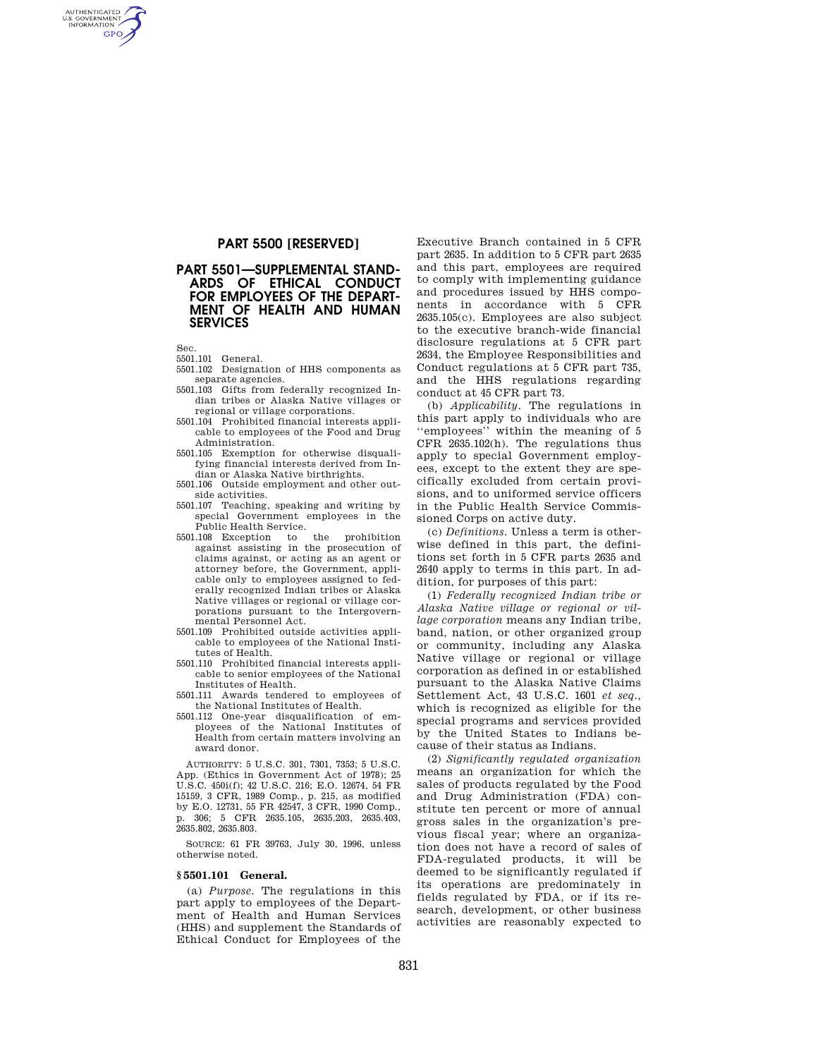## PART 5500 [RESERVED]

## PART 5501—SUPPLEMENTAL STANDARDS OF ETHICAL CONDUCT FOR EMPLOYEES OF THE DEPARTMENT OF HEALTH AND HUMAN SERVICES

Sec.
5501.101 General.
5501.102 Designation of HHS components as separate agencies.
5501.103 Gifts from federally recognized Indian tribes or Alaska Native villages or regional or village corporations.
5501.104 Prohibited financial interests applicable to employees of the Food and Drug Administration.
5501.105 Exemption for otherwise disqualifying financial interests derived from Indian or Alaska Native birthrights.
5501.106 Outside employment and other outside activities.
5501.107 Teaching, speaking and writing by special Government employees in the Public Health Service.
5501.108 Exception to the prohibition against assisting in the prosecution of claims against, or acting as an agent or attorney before, the Government, applicable only to employees assigned to federally recognized Indian tribes or Alaska Native villages or regional or village corporations pursuant to the Intergovernmental Personnel Act.
5501.109 Prohibited outside activities applicable to employees of the National Institutes of Health.
5501.110 Prohibited financial interests applicable to senior employees of the National Institutes of Health.
5501.111 Awards tendered to employees of the National Institutes of Health.
5501.112 One-year disqualification of employees of the National Institutes of Health from certain matters involving an award donor.

AUTHORITY: 5 U.S.C. 301, 7301, 7353; 5 U.S.C. App. (Ethics in Government Act of 1978); 25 U.S.C. 450i(f); 42 U.S.C. 216; E.O. 12674, 54 FR 15159, 3 CFR, 1989 Comp., p. 215, as modified by E.O. 12731, 55 FR 42547, 3 CFR, 1990 Comp., p. 306; 5 CFR 2635.105, 2635.203, 2635.403, 2635.802, 2635.803.

SOURCE: 61 FR 39763, July 30, 1996, unless otherwise noted.

### § 5501.101 General.

(a) *Purpose.* The regulations in this part apply to employees of the Department of Health and Human Services (HHS) and supplement the Standards of Ethical Conduct for Employees of the Executive Branch contained in 5 CFR part 2635. In addition to 5 CFR part 2635 and this part, employees are required to comply with implementing guidance and procedures issued by HHS components in accordance with 5 CFR 2635.105(c). Employees are also subject to the executive branch-wide financial disclosure regulations at 5 CFR part 2634, the Employee Responsibilities and Conduct regulations at 5 CFR part 735, and the HHS regulations regarding conduct at 45 CFR part 73.

(b) *Applicability.* The regulations in this part apply to individuals who are "employees" within the meaning of 5 CFR 2635.102(h). The regulations thus apply to special Government employees, except to the extent they are specifically excluded from certain provisions, and to uniformed service officers in the Public Health Service Commissioned Corps on active duty.

(c) *Definitions.* Unless a term is otherwise defined in this part, the definitions set forth in 5 CFR parts 2635 and 2640 apply to terms in this part. In addition, for purposes of this part:

(1) *Federally recognized Indian tribe or Alaska Native village or regional or village corporation* means any Indian tribe, band, nation, or other organized group or community, including any Alaska Native village or regional or village corporation as defined in or established pursuant to the Alaska Native Claims Settlement Act, 43 U.S.C. 1601 *et seq.*, which is recognized as eligible for the special programs and services provided by the United States to Indians because of their status as Indians.

(2) *Significantly regulated organization* means an organization for which the sales of products regulated by the Food and Drug Administration (FDA) constitute ten percent or more of annual gross sales in the organization's previous fiscal year; where an organization does not have a record of sales of FDA-regulated products, it will be deemed to be significantly regulated if its operations are predominately in fields regulated by FDA, or if its research, development, or other business activities are reasonably expected to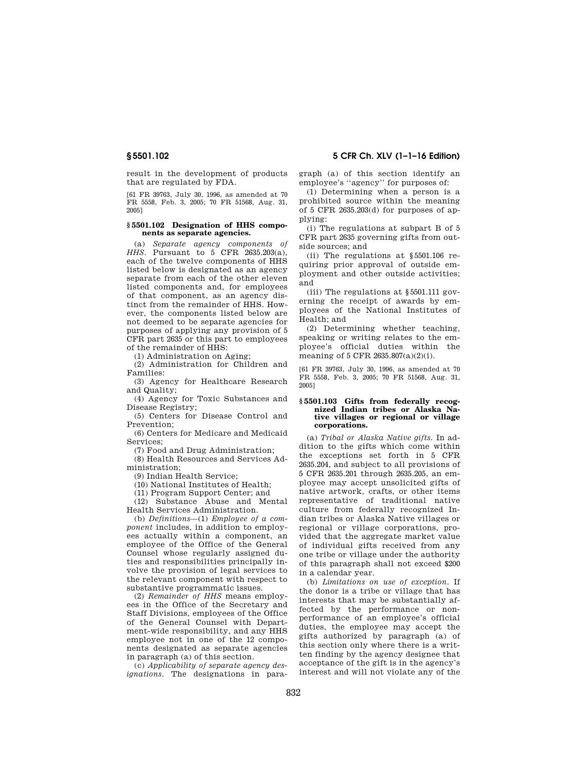result in the development of products that are regulated by FDA.

[61 FR 39763, July 30, 1996, as amended at 70 FR 5558, Feb. 3, 2005; 70 FR 51568, Aug. 31, 2005]

### § 5501.102 Designation of HHS components as separate agencies.

(a) *Separate agency components of HHS.* Pursuant to 5 CFR 2635.203(a), each of the twelve components of HHS listed below is designated as an agency separate from each of the other eleven listed components and, for employees of that component, as an agency distinct from the remainder of HHS. However, the components listed below are not deemed to be separate agencies for purposes of applying any provision of 5 CFR part 2635 or this part to employees of the remainder of HHS:

(1) Administration on Aging;

(2) Administration for Children and Families:

(3) Agency for Healthcare Research and Quality;

(4) Agency for Toxic Substances and Disease Registry;

(5) Centers for Disease Control and Prevention;

(6) Centers for Medicare and Medicaid Services;

(7) Food and Drug Administration;

(8) Health Resources and Services Administration;

(9) Indian Health Service;

(10) National Institutes of Health;

(11) Program Support Center; and

(12) Substance Abuse and Mental Health Services Administration.

(b) *Definitions*—(1) *Employee of a component* includes, in addition to employees actually within a component, an employee of the Office of the General Counsel whose regularly assigned duties and responsibilities principally involve the provision of legal services to the relevant component with respect to substantive programmatic issues.

(2) *Remainder of HHS* means employees in the Office of the Secretary and Staff Divisions, employees of the Office of the General Counsel with Department-wide responsibility, and any HHS employee not in one of the 12 components designated as separate agencies in paragraph (a) of this section.

(c) *Applicability of separate agency designations.* The designations in paragraph (a) of this section identify an employee's "agency" for purposes of:

(1) Determining when a person is a prohibited source within the meaning of 5 CFR 2635.203(d) for purposes of applying:

(i) The regulations at subpart B of 5 CFR part 2635 governing gifts from outside sources; and

(ii) The regulations at § 5501.106 requiring prior approval of outside employment and other outside activities; and

(iii) The regulations at § 5501.111 governing the receipt of awards by employees of the National Institutes of Health; and

(2) Determining whether teaching, speaking or writing relates to the employee's official duties within the meaning of 5 CFR 2635.807(a)(2)(i).

[61 FR 39763, July 30, 1996, as amended at 70 FR 5558, Feb. 3, 2005; 70 FR 51568, Aug. 31, 2005]

### § 5501.103 Gifts from federally recognized Indian tribes or Alaska Native villages or regional or village corporations.

(a) *Tribal or Alaska Native gifts.* In addition to the gifts which come within the exceptions set forth in 5 CFR 2635.204, and subject to all provisions of 5 CFR 2635.201 through 2635.205, an employee may accept unsolicited gifts of native artwork, crafts, or other items representative of traditional native culture from federally recognized Indian tribes or Alaska Native villages or regional or village corporations, provided that the aggregate market value of individual gifts received from any one tribe or village under the authority of this paragraph shall not exceed $200 in a calendar year.

(b) *Limitations on use of exception.* If the donor is a tribe or village that has interests that may be substantially affected by the performance or nonperformance of an employee's official duties, the employee may accept the gifts authorized by paragraph (a) of this section only where there is a written finding by the agency designee that acceptance of the gift is in the agency's interest and will not violate any of the